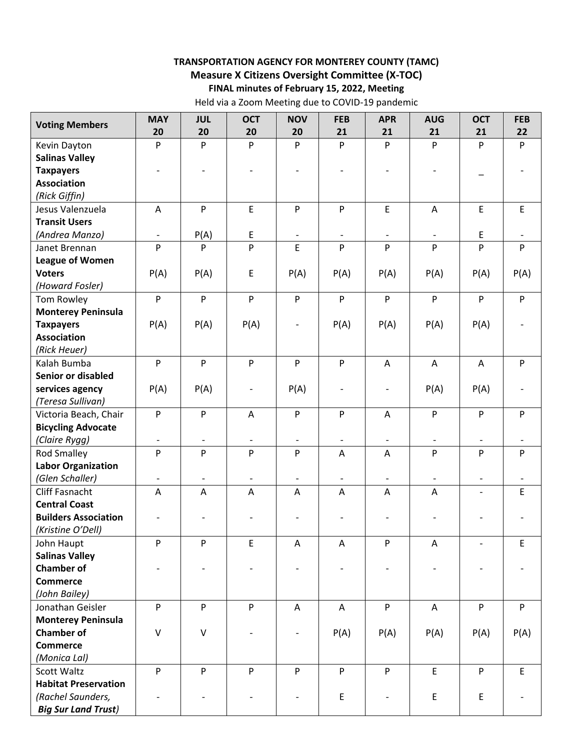**TRANSPORTATION AGENCY FOR MONTEREY COUNTY (TAMC)**

**Measure X Citizens Oversight Committee (X-TOC)**

**FINAL minutes of February 15, 2022, Meeting**

Held via a Zoom Meeting due to COVID-19 pandemic

| Voting Members | MAY 20 | JUL 20 | OCT 20 | NOV 20 | FEB 21 | APR 21 | AUG 21 | OCT 21 | FEB 22 |
|---|---|---|---|---|---|---|---|---|---|
| Kevin Dayton **Salinas Valley Taxpayers Association** *(Rick Giffin)* | P<br>- | P<br>- | P<br>- | P<br>- | P<br>- | P<br>- | P<br>- | P<br>_ | P<br>- |
| Jesus Valenzuela **Transit Users** *(Andrea Manzo)* | A<br>- | P<br>P(A) | E<br>E | P<br>- | P<br>- | E<br>- | A<br>- | E<br>E | E<br>- |
| Janet Brennan **League of Women Voters** *(Howard Fosler)* | P<br>P(A) | P<br>P(A) | P<br>E | E<br>P(A) | P<br>P(A) | P<br>P(A) | P<br>P(A) | P<br>P(A) | P<br>P(A) |
| Tom Rowley **Monterey Peninsula Taxpayers Association** *(Rick Heuer)* | P<br>P(A) | P<br>P(A) | P<br>P(A) | P<br>- | P<br>P(A) | P<br>P(A) | P<br>P(A) | P<br>P(A) | P<br>- |
| Kalah Bumba **Senior or disabled services agency** *(Teresa Sullivan)* | P<br>P(A) | P<br>P(A) | P<br>- | P<br>P(A) | P<br>- | A<br>- | A<br>P(A) | A<br>P(A) | P<br>- |
| Victoria Beach, Chair **Bicycling Advocate** *(Claire Rygg)* | P<br>- | P<br>- | A<br>- | P<br>- | P<br>- | A<br>- | P<br>- | P<br>- | P<br>- |
| Rod Smalley **Labor Organization** *(Glen Schaller)* | P<br>- | P<br>- | P<br>- | P<br>- | A<br>- | A<br>- | P<br>- | P<br>- | P<br>- |
| Cliff Fasnacht **Central Coast Builders Association** *(Kristine O'Dell)* | A<br>- | A<br>- | A<br>- | A<br>- | A<br>- | A<br>- | A<br>- | -<br>- | E<br>- |
| John Haupt **Salinas Valley Chamber of Commerce** *(John Bailey)* | P<br>- | P<br>- | E<br>- | A<br>- | A<br>- | P<br>- | A<br>- | -<br>- | E<br>- |
| Jonathan Geisler **Monterey Peninsula Chamber of Commerce** *(Monica Lal)* | P<br>V | P<br>V | P<br>- | A<br>- | A<br>P(A) | P<br>P(A) | A<br>P(A) | P<br>P(A) | P<br>P(A) |
| Scott Waltz **Habitat Preservation** *(Rachel Saunders, Big Sur Land Trust)* | P<br>- | P<br>- | P<br>- | P<br>- | P<br>E | P<br>- | E<br>E | P<br>E | E<br>- |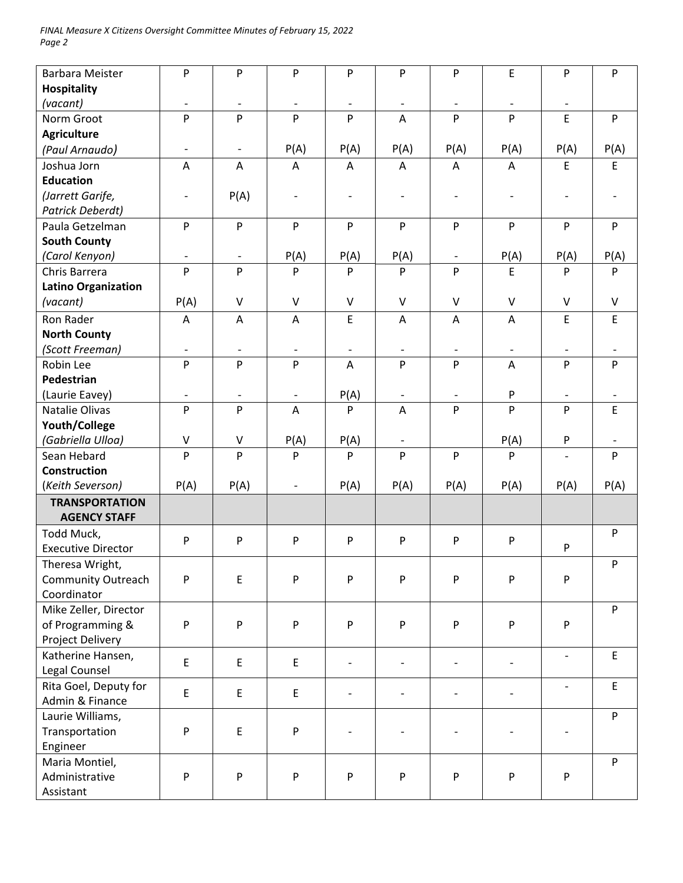| Barbara Meister **Hospitality** *(vacant)* | P - | P - | P - | P - | P - | P - | E - | P - | P |
|---|---|---|---|---|---|---|---|---|---|
| Norm Groot **Agriculture** *(Paul Arnaudo)* | P - | P - | P P(A) | P P(A) | A P(A) | P P(A) | P P(A) | E P(A) | P P(A) |
| Joshua Jorn **Education** *(Jarrett Garife, Patrick Deberdt)* | A - | A P(A) | A - | A - | A - | A - | A - | E - | E - |
| Paula Getzelman **South County** *(Carol Kenyon)* | P - | P - | P P(A) | P P(A) | P P(A) | P - | P P(A) | P P(A) | P P(A) |
| Chris Barrera **Latino Organization** *(vacant)* | P P(A) | P V | P V | P V | P V | P V | E V | P V | P V |
| Ron Rader **North County** *(Scott Freeman)* | A - | A - | A - | E - | A - | A - | A - | E - | E - |
| Robin Lee **Pedestrian** (Laurie Eavey) | P - | P - | P - | A P(A) | P - | P - | A P | P - | P - |
| Natalie Olivas **Youth/College** *(Gabriella Ulloa)* | P V | P V | A P(A) | P P(A) | A - | P | P P(A) | P P | E - |
| Sean Hebard **Construction** (*Keith Severson)* | P P(A) | P P(A) | P - | P P(A) | P P(A) | P P(A) | P P(A) | - P(A) | P P(A) |
| **TRANSPORTATION AGENCY STAFF** | | | | | | | | | |
| Todd Muck, Executive Director | P | P | P | P | P | P | P | P | P |
| Theresa Wright, Community Outreach Coordinator | P | E | P | P | P | P | P | P | P |
| Mike Zeller, Director of Programming & Project Delivery | P | P | P | P | P | P | P | P | P |
| Katherine Hansen, Legal Counsel | E | E | E | - | - | - | - | - | E |
| Rita Goel, Deputy for Admin & Finance | E | E | E | - | - | - | - | - | E |
| Laurie Williams, Transportation Engineer | P | E | P | - | - | - | - | - | P |
| Maria Montiel, Administrative Assistant | P | P | P | P | P | P | P | P | P |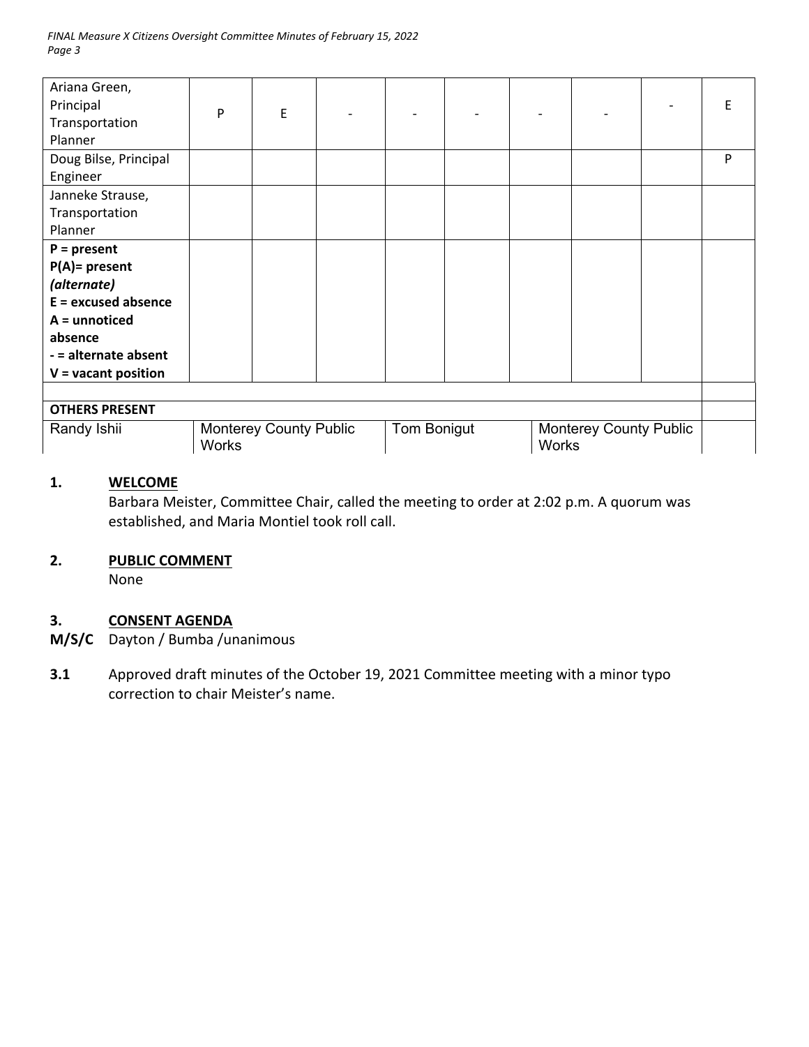| | | | | | | | | | |
|---|---|---|---|---|---|---|---|---|---|
| Ariana Green, Principal Transportation Planner | P | E | - | - | - | - | - | - | E |
| Doug Bilse, Principal Engineer | | | | | | | | | P |
| Janneke Strause, Transportation Planner | | | | | | | | | |
| **P = present** **P(A)= present *(alternate)*** **E = excused absence** **A = unnoticed absence** **- = alternate absent** **V = vacant position** | | | | | | | | | |
| | | | | | | | | | |
| **OTHERS PRESENT** | | | | | | | | | |
| Randy Ishii | Monterey County Public Works | | Tom Bonigut | | Monterey County Public Works | | | | |

**1. WELCOME**

Barbara Meister, Committee Chair, called the meeting to order at 2:02 p.m. A quorum was established, and Maria Montiel took roll call.

**2. PUBLIC COMMENT**

None

**3. CONSENT AGENDA**

**M/S/C** Dayton / Bumba /unanimous

**3.1** Approved draft minutes of the October 19, 2021 Committee meeting with a minor typo correction to chair Meister's name.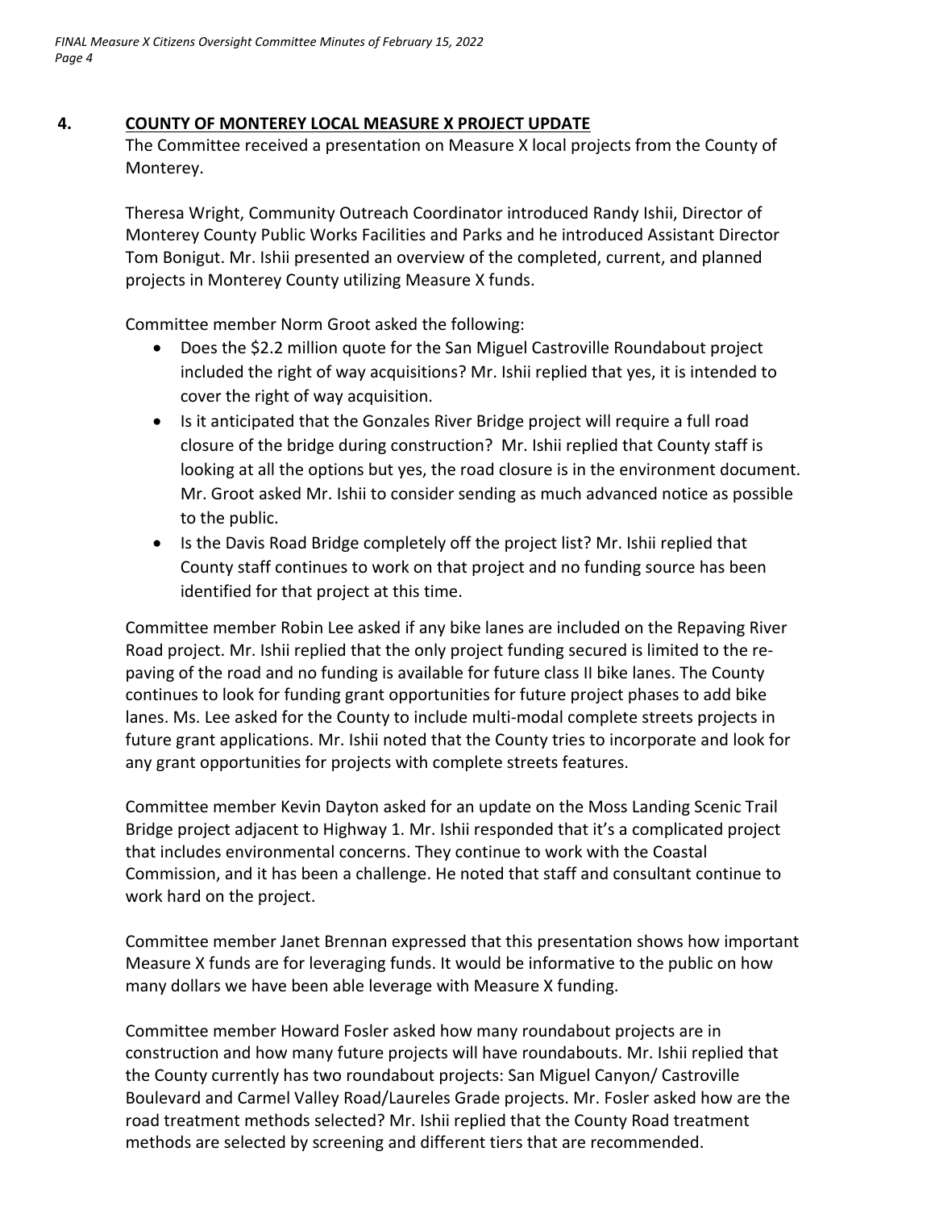## 4. COUNTY OF MONTEREY LOCAL MEASURE X PROJECT UPDATE

The Committee received a presentation on Measure X local projects from the County of Monterey.

Theresa Wright, Community Outreach Coordinator introduced Randy Ishii, Director of Monterey County Public Works Facilities and Parks and he introduced Assistant Director Tom Bonigut. Mr. Ishii presented an overview of the completed, current, and planned projects in Monterey County utilizing Measure X funds.

Committee member Norm Groot asked the following:

- Does the $2.2 million quote for the San Miguel Castroville Roundabout project included the right of way acquisitions? Mr. Ishii replied that yes, it is intended to cover the right of way acquisition.
- Is it anticipated that the Gonzales River Bridge project will require a full road closure of the bridge during construction? Mr. Ishii replied that County staff is looking at all the options but yes, the road closure is in the environment document. Mr. Groot asked Mr. Ishii to consider sending as much advanced notice as possible to the public.
- Is the Davis Road Bridge completely off the project list? Mr. Ishii replied that County staff continues to work on that project and no funding source has been identified for that project at this time.

Committee member Robin Lee asked if any bike lanes are included on the Repaving River Road project. Mr. Ishii replied that the only project funding secured is limited to the re-paving of the road and no funding is available for future class II bike lanes. The County continues to look for funding grant opportunities for future project phases to add bike lanes. Ms. Lee asked for the County to include multi-modal complete streets projects in future grant applications. Mr. Ishii noted that the County tries to incorporate and look for any grant opportunities for projects with complete streets features.

Committee member Kevin Dayton asked for an update on the Moss Landing Scenic Trail Bridge project adjacent to Highway 1. Mr. Ishii responded that it's a complicated project that includes environmental concerns. They continue to work with the Coastal Commission, and it has been a challenge. He noted that staff and consultant continue to work hard on the project.

Committee member Janet Brennan expressed that this presentation shows how important Measure X funds are for leveraging funds. It would be informative to the public on how many dollars we have been able leverage with Measure X funding.

Committee member Howard Fosler asked how many roundabout projects are in construction and how many future projects will have roundabouts. Mr. Ishii replied that the County currently has two roundabout projects: San Miguel Canyon/ Castroville Boulevard and Carmel Valley Road/Laureles Grade projects. Mr. Fosler asked how are the road treatment methods selected? Mr. Ishii replied that the County Road treatment methods are selected by screening and different tiers that are recommended.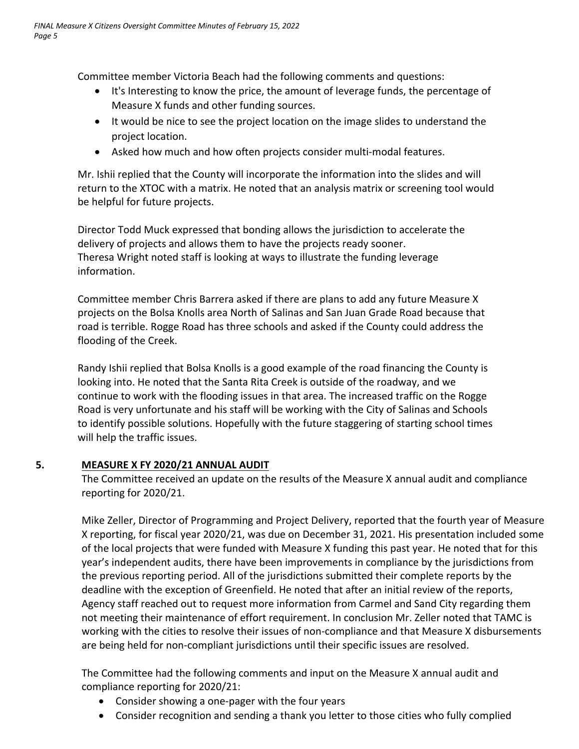Committee member Victoria Beach had the following comments and questions:

- It's Interesting to know the price, the amount of leverage funds, the percentage of Measure X funds and other funding sources.
- It would be nice to see the project location on the image slides to understand the project location.
- Asked how much and how often projects consider multi-modal features.

Mr. Ishii replied that the County will incorporate the information into the slides and will return to the XTOC with a matrix. He noted that an analysis matrix or screening tool would be helpful for future projects.

Director Todd Muck expressed that bonding allows the jurisdiction to accelerate the delivery of projects and allows them to have the projects ready sooner.
Theresa Wright noted staff is looking at ways to illustrate the funding leverage information.

Committee member Chris Barrera asked if there are plans to add any future Measure X projects on the Bolsa Knolls area North of Salinas and San Juan Grade Road because that road is terrible. Rogge Road has three schools and asked if the County could address the flooding of the Creek.

Randy Ishii replied that Bolsa Knolls is a good example of the road financing the County is looking into. He noted that the Santa Rita Creek is outside of the roadway, and we continue to work with the flooding issues in that area. The increased traffic on the Rogge Road is very unfortunate and his staff will be working with the City of Salinas and Schools to identify possible solutions. Hopefully with the future staggering of starting school times will help the traffic issues.

## 5. MEASURE X FY 2020/21 ANNUAL AUDIT

The Committee received an update on the results of the Measure X annual audit and compliance reporting for 2020/21.

Mike Zeller, Director of Programming and Project Delivery, reported that the fourth year of Measure X reporting, for fiscal year 2020/21, was due on December 31, 2021. His presentation included some of the local projects that were funded with Measure X funding this past year. He noted that for this year's independent audits, there have been improvements in compliance by the jurisdictions from the previous reporting period. All of the jurisdictions submitted their complete reports by the deadline with the exception of Greenfield. He noted that after an initial review of the reports, Agency staff reached out to request more information from Carmel and Sand City regarding them not meeting their maintenance of effort requirement. In conclusion Mr. Zeller noted that TAMC is working with the cities to resolve their issues of non-compliance and that Measure X disbursements are being held for non-compliant jurisdictions until their specific issues are resolved.

The Committee had the following comments and input on the Measure X annual audit and compliance reporting for 2020/21:

- Consider showing a one-pager with the four years
- Consider recognition and sending a thank you letter to those cities who fully complied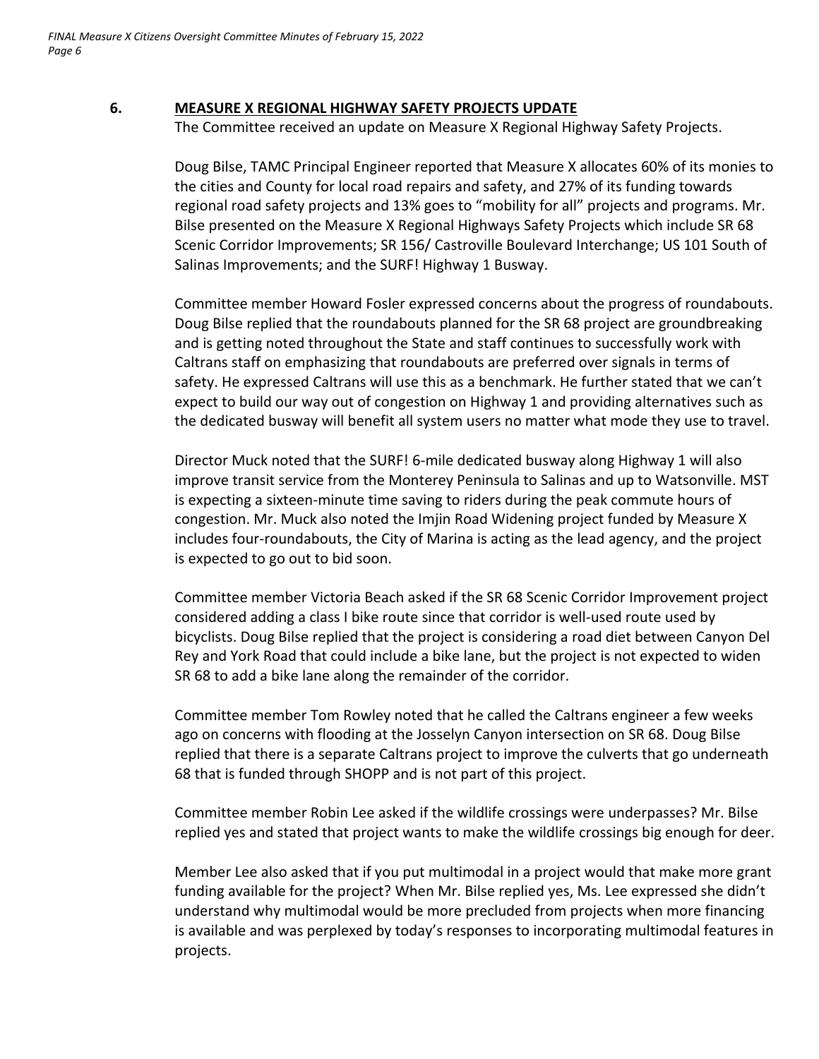## 6. MEASURE X REGIONAL HIGHWAY SAFETY PROJECTS UPDATE

The Committee received an update on Measure X Regional Highway Safety Projects.

Doug Bilse, TAMC Principal Engineer reported that Measure X allocates 60% of its monies to the cities and County for local road repairs and safety, and 27% of its funding towards regional road safety projects and 13% goes to "mobility for all" projects and programs. Mr. Bilse presented on the Measure X Regional Highways Safety Projects which include SR 68 Scenic Corridor Improvements; SR 156/ Castroville Boulevard Interchange; US 101 South of Salinas Improvements; and the SURF! Highway 1 Busway.

Committee member Howard Fosler expressed concerns about the progress of roundabouts. Doug Bilse replied that the roundabouts planned for the SR 68 project are groundbreaking and is getting noted throughout the State and staff continues to successfully work with Caltrans staff on emphasizing that roundabouts are preferred over signals in terms of safety. He expressed Caltrans will use this as a benchmark. He further stated that we can't expect to build our way out of congestion on Highway 1 and providing alternatives such as the dedicated busway will benefit all system users no matter what mode they use to travel.

Director Muck noted that the SURF! 6-mile dedicated busway along Highway 1 will also improve transit service from the Monterey Peninsula to Salinas and up to Watsonville. MST is expecting a sixteen-minute time saving to riders during the peak commute hours of congestion. Mr. Muck also noted the Imjin Road Widening project funded by Measure X includes four-roundabouts, the City of Marina is acting as the lead agency, and the project is expected to go out to bid soon.

Committee member Victoria Beach asked if the SR 68 Scenic Corridor Improvement project considered adding a class I bike route since that corridor is well-used route used by bicyclists. Doug Bilse replied that the project is considering a road diet between Canyon Del Rey and York Road that could include a bike lane, but the project is not expected to widen SR 68 to add a bike lane along the remainder of the corridor.

Committee member Tom Rowley noted that he called the Caltrans engineer a few weeks ago on concerns with flooding at the Josselyn Canyon intersection on SR 68. Doug Bilse replied that there is a separate Caltrans project to improve the culverts that go underneath 68 that is funded through SHOPP and is not part of this project.

Committee member Robin Lee asked if the wildlife crossings were underpasses? Mr. Bilse replied yes and stated that project wants to make the wildlife crossings big enough for deer.

Member Lee also asked that if you put multimodal in a project would that make more grant funding available for the project? When Mr. Bilse replied yes, Ms. Lee expressed she didn't understand why multimodal would be more precluded from projects when more financing is available and was perplexed by today's responses to incorporating multimodal features in projects.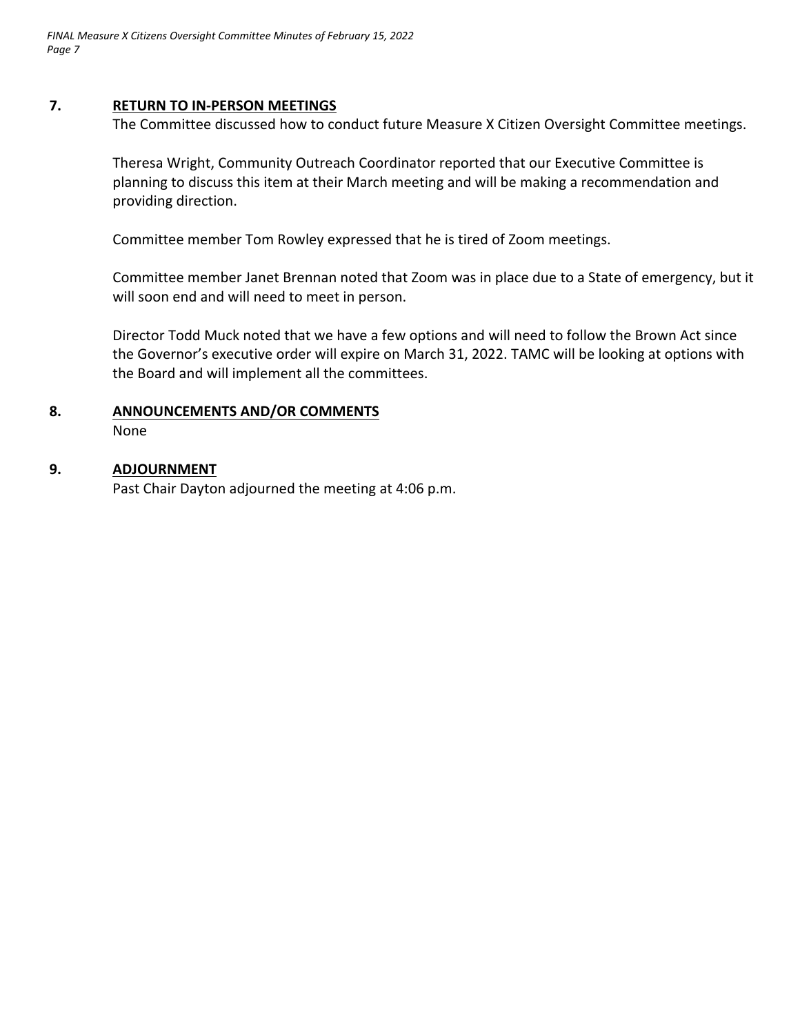## 7. RETURN TO IN-PERSON MEETINGS

The Committee discussed how to conduct future Measure X Citizen Oversight Committee meetings.

Theresa Wright, Community Outreach Coordinator reported that our Executive Committee is planning to discuss this item at their March meeting and will be making a recommendation and providing direction.

Committee member Tom Rowley expressed that he is tired of Zoom meetings.

Committee member Janet Brennan noted that Zoom was in place due to a State of emergency, but it will soon end and will need to meet in person.

Director Todd Muck noted that we have a few options and will need to follow the Brown Act since the Governor's executive order will expire on March 31, 2022. TAMC will be looking at options with the Board and will implement all the committees.

## 8. ANNOUNCEMENTS AND/OR COMMENTS

None

## 9. ADJOURNMENT

Past Chair Dayton adjourned the meeting at 4:06 p.m.